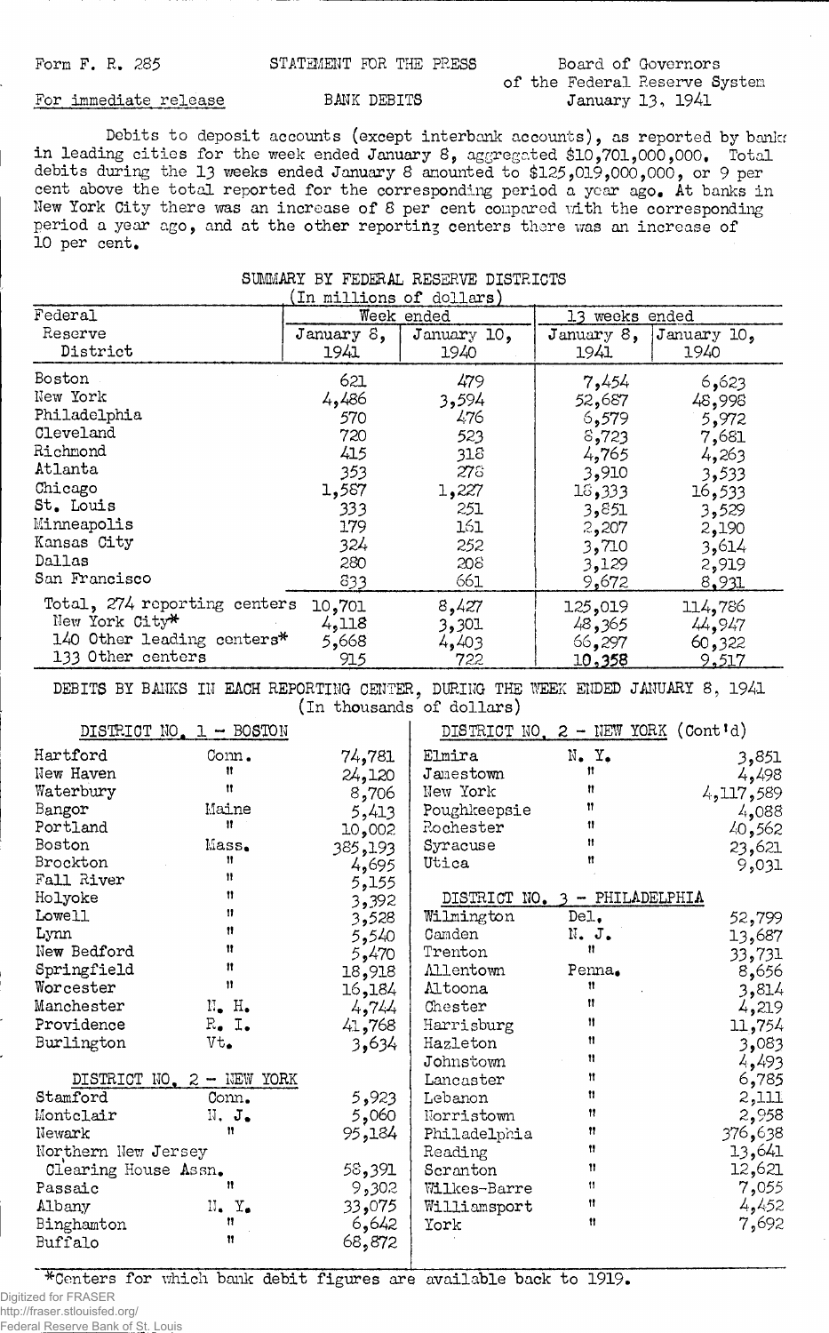Form F. R. 285 STATEMENT FOR THE PRESS Board of Governors of the Federal Reserve System

For immediate release BANK DEBITS January 13, 1941

Debits to deposit accounts (except interbank accounts), as reported by banks in leading cities for the week ended January 8, aggregated $10,701,000,000. Total debits during the 13 weeks ended January 8 amounted to $125,019,000,000, or 9 per cent above the total reported for the corresponding period a year ago. At banks in New York City there was an increase of 8 per cent compared with the corresponding period a year ago, and at the other reporting centers there was an increase of 10 per cent.

## SUMMARY BY FEDERAL RESERVE DISTRICTS

(In millions of dollars)

| Federal Reserve District | Week ended January 8, 1941 | Week ended January 10, 1940 | 13 weeks ended January 8, 1941 | 13 weeks ended January 10, 1940 |
|---|---|---|---|---|
| Boston | 621 | 479 | 7,454 | 6,623 |
| New York | 4,486 | 3,594 | 52,687 | 48,998 |
| Philadelphia | 570 | 476 | 6,579 | 5,972 |
| Cleveland | 720 | 523 | 8,723 | 7,681 |
| Richmond | 415 | 318 | 4,765 | 4,263 |
| Atlanta | 353 | 278 | 3,910 | 3,533 |
| Chicago | 1,587 | 1,227 | 18,333 | 16,533 |
| St. Louis | 333 | 251 | 3,851 | 3,529 |
| Minneapolis | 179 | 161 | 2,207 | 2,190 |
| Kansas City | 324 | 252 | 3,710 | 3,614 |
| Dallas | 280 | 208 | 3,129 | 2,919 |
| San Francisco | 833 | 661 | 9,672 | 8,931 |
| Total, 274 reporting centers | 10,701 | 8,427 | 125,019 | 114,786 |
| New York City* | 4,118 | 3,301 | 48,365 | 44,947 |
| 140 Other leading centers* | 5,668 | 4,403 | 66,297 | 60,322 |
| 133 Other centers | 915 | 722 | 10,358 | 9,517 |

## DEBITS BY BANKS IN EACH REPORTING CENTER, DURING THE WEEK ENDED JANUARY 8, 1941

(In thousands of dollars)

### DISTRICT NO. 1 - BOSTON

| City | State | Debits |
|---|---|---|
| Hartford | Conn. | 74,781 |
| New Haven | " | 24,120 |
| Waterbury | " | 8,706 |
| Bangor | Maine | 5,413 |
| Portland | " | 10,002 |
| Boston | Mass. | 385,193 |
| Brockton | " | 4,695 |
| Fall River | " | 5,155 |
| Holyoke | " | 3,392 |
| Lowell | " | 3,528 |
| Lynn | " | 5,540 |
| New Bedford | " | 5,470 |
| Springfield | " | 18,918 |
| Worcester | " | 16,184 |
| Manchester | N. H. | 4,744 |
| Providence | R. I. | 41,768 |
| Burlington | Vt. | 3,634 |

### DISTRICT NO. 2 - NEW YORK

| City | State | Debits |
|---|---|---|
| Stamford | Conn. | 5,923 |
| Montclair | N. J. | 5,060 |
| Newark | " | 95,184 |
| Northern New Jersey Clearing House Assn. | | 58,391 |
| Passaic | " | 9,302 |
| Albany | N. Y. | 33,075 |
| Binghamton | " | 6,642 |
| Buffalo | " | 68,872 |
| Elmira | N. Y. | 3,851 |
| Jamestown | " | 4,498 |
| New York | " | 4,117,589 |
| Poughkeepsie | " | 4,088 |
| Rochester | " | 40,562 |
| Syracuse | " | 23,621 |
| Utica | " | 9,031 |

### DISTRICT NO. 3 - PHILADELPHIA

| City | State | Debits |
|---|---|---|
| Wilmington | Del. | 52,799 |
| Camden | N. J. | 13,687 |
| Trenton | " | 33,731 |
| Allentown | Penna. | 8,656 |
| Altoona | " | 3,814 |
| Chester | " | 4,219 |
| Harrisburg | " | 11,754 |
| Hazleton | " | 3,083 |
| Johnstown | " | 4,493 |
| Lancaster | " | 6,785 |
| Lebanon | " | 2,111 |
| Norristown | " | 2,958 |
| Philadelphia | " | 376,638 |
| Reading | " | 13,641 |
| Scranton | " | 12,621 |
| Wilkes-Barre | " | 7,055 |
| Williamsport | " | 4,452 |
| York | " | 7,692 |

*Centers for which bank debit figures are available back to 1919.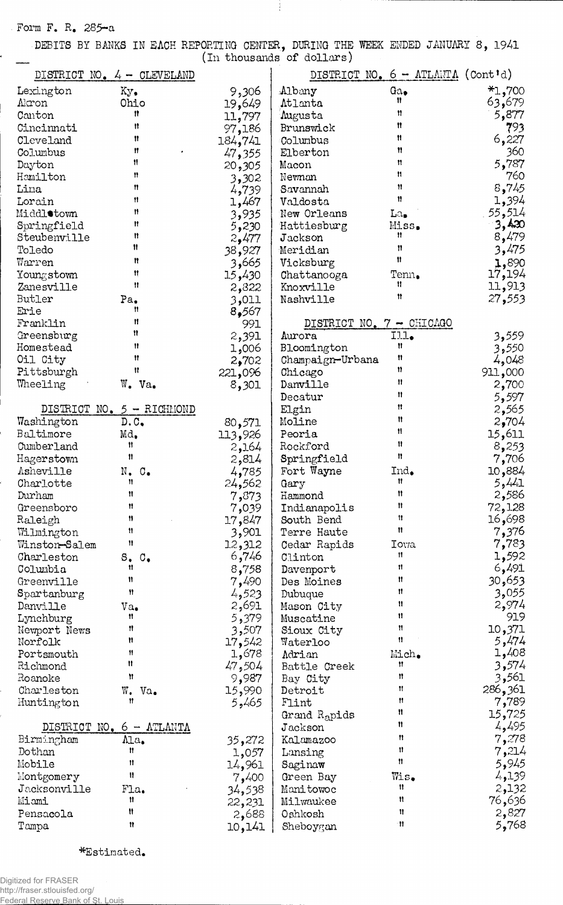Form F. R. 285-a

DEBITS BY BANKS IN EACH REPORTING CENTER, DURING THE WEEK ENDED JANUARY 8, 1941
(In thousands of dollars)

| DISTRICT NO. 4 - CLEVELAND | | |
|---|---|---|
| Lexington | Ky. | 9,306 |
| Akron | Ohio | 19,649 |
| Canton | " | 11,797 |
| Cincinnati | " | 97,186 |
| Cleveland | " | 184,741 |
| Columbus | " | 47,355 |
| Dayton | " | 20,305 |
| Hamilton | " | 3,302 |
| Lima | " | 4,739 |
| Lorain | " | 1,467 |
| Middletown | " | 3,935 |
| Springfield | " | 5,230 |
| Steubenville | " | 2,477 |
| Toledo | " | 38,927 |
| Warren | " | 3,665 |
| Youngstown | " | 15,430 |
| Zanesville | " | 2,822 |
| Butler | Pa. | 3,011 |
| Erie | " | 8,567 |
| Franklin | " | 991 |
| Greensburg | " | 2,391 |
| Homestead | " | 1,006 |
| Oil City | " | 2,702 |
| Pittsburgh | " | 221,096 |
| Wheeling | W. Va. | 8,301 |

| DISTRICT NO. 5 - RICHMOND | | |
|---|---|---|
| Washington | D.C. | 80,571 |
| Baltimore | Md. | 113,926 |
| Cumberland | " | 2,164 |
| Hagerstown | " | 2,814 |
| Asheville | N. C. | 4,785 |
| Charlotte | " | 24,562 |
| Durham | " | 7,873 |
| Greensboro | " | 7,039 |
| Raleigh | " | 17,847 |
| Wilmington | " | 3,901 |
| Winston-Salem | " | 12,312 |
| Charleston | S. C. | 6,746 |
| Columbia | " | 8,758 |
| Greenville | " | 7,490 |
| Spartanburg | " | 4,523 |
| Danville | Va. | 2,691 |
| Lynchburg | " | 5,379 |
| Newport News | " | 3,507 |
| Norfolk | " | 17,542 |
| Portsmouth | " | 1,678 |
| Richmond | " | 47,504 |
| Roanoke | " | 9,987 |
| Charleston | W. Va. | 15,990 |
| Huntington | " | 5,465 |

| DISTRICT NO. 6 - ATLANTA | | |
|---|---|---|
| Birmingham | Ala. | 35,272 |
| Dothan | " | 1,057 |
| Mobile | " | 14,961 |
| Montgomery | " | 7,400 |
| Jacksonville | Fla. | 34,538 |
| Miami | " | 22,231 |
| Pensacola | " | 2,688 |
| Tampa | " | 10,141 |

| DISTRICT NO. 6 - ATLANTA (Cont'd) | | |
|---|---|---|
| Albany | Ga. | *1,700 |
| Atlanta | " | 63,679 |
| Augusta | " | 5,877 |
| Brunswick | " | 793 |
| Columbus | " | 6,227 |
| Elberton | " | 360 |
| Macon | " | 5,787 |
| Newnan | " | 760 |
| Savannah | " | 8,745 |
| Valdosta | " | 1,394 |
| New Orleans | La. | 55,514 |
| Hattiesburg | Miss. | 3,420 |
| Jackson | " | 8,479 |
| Meridian | " | 3,475 |
| Vicksburg | " | 1,890 |
| Chattanooga | Tenn. | 17,194 |
| Knoxville | " | 11,913 |
| Nashville | " | 27,553 |

| DISTRICT NO. 7 - CHICAGO | | |
|---|---|---|
| Aurora | Ill. | 3,559 |
| Bloomington | " | 3,550 |
| Champaign-Urbana | " | 4,048 |
| Chicago | " | 911,000 |
| Danville | " | 2,700 |
| Decatur | " | 5,597 |
| Elgin | " | 2,565 |
| Moline | " | 2,704 |
| Peoria | " | 15,611 |
| Rockford | " | 8,253 |
| Springfield | " | 7,706 |
| Fort Wayne | Ind. | 10,884 |
| Gary | " | 5,441 |
| Hammond | " | 2,586 |
| Indianapolis | " | 72,128 |
| South Bend | " | 16,698 |
| Terre Haute | " | 7,376 |
| Cedar Rapids | Iowa | 7,783 |
| Clinton | " | 1,592 |
| Davenport | " | 6,491 |
| Des Moines | " | 30,653 |
| Dubuque | " | 3,055 |
| Mason City | " | 2,974 |
| Muscatine | " | 919 |
| Sioux City | " | 10,371 |
| Waterloo | " | 5,474 |
| Adrian | Mich. | 1,408 |
| Battle Creek | " | 3,574 |
| Bay City | " | 3,561 |
| Detroit | " | 286,361 |
| Flint | " | 7,789 |
| Grand Rapids | " | 15,725 |
| Jackson | " | 4,495 |
| Kalamazoo | " | 7,278 |
| Lansing | " | 7,214 |
| Saginaw | " | 5,945 |
| Green Bay | Wis. | 4,139 |
| Manitowoc | " | 2,132 |
| Milwaukee | " | 76,636 |
| Oshkosh | " | 2,827 |
| Sheboygan | " | 5,768 |

*Estimated.

Digitized for FRASER
http://fraser.stlouisfed.org/
Federal Reserve Bank of St. Louis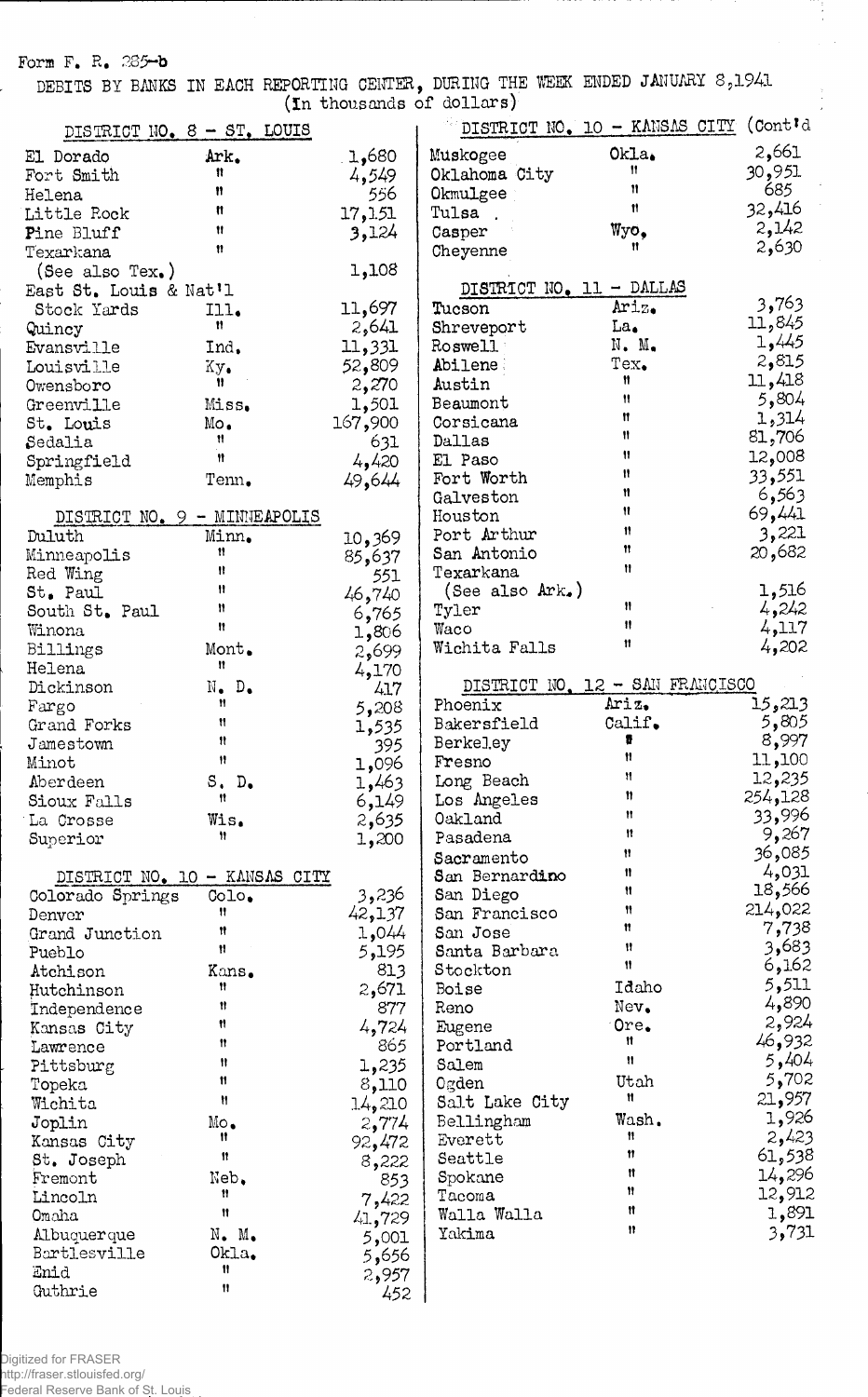Form F. R. 285-b

DEBITS BY BANKS IN EACH REPORTING CENTER, DURING THE WEEK ENDED JANUARY 8, 1941
(In thousands of dollars)

| DISTRICT NO. 8 - ST. LOUIS | | |
|---|---|---|
| El Dorado | Ark. | 1,680 |
| Fort Smith | " | 4,549 |
| Helena | " | 556 |
| Little Rock | " | 17,151 |
| Pine Bluff | " | 3,124 |
| Texarkana (See also Tex.) | " | 1,108 |
| East St. Louis & Nat'l Stock Yards | Ill. | 11,697 |
| Quincy | " | 2,641 |
| Evansville | Ind. | 11,331 |
| Louisville | Ky. | 52,809 |
| Owensboro | " | 2,270 |
| Greenville | Miss. | 1,501 |
| St. Louis | Mo. | 167,900 |
| Sedalia | " | 631 |
| Springfield | " | 4,420 |
| Memphis | Tenn. | 49,644 |

| DISTRICT NO. 9 - MINNEAPOLIS | | |
|---|---|---|
| Duluth | Minn. | 10,369 |
| Minneapolis | " | 85,637 |
| Red Wing | " | 551 |
| St. Paul | " | 46,740 |
| South St. Paul | " | 6,765 |
| Winona | " | 1,806 |
| Billings | Mont. | 2,699 |
| Helena | " | 4,170 |
| Dickinson | N. D. | 417 |
| Fargo | " | 5,208 |
| Grand Forks | " | 1,535 |
| Jamestown | " | 395 |
| Minot | " | 1,096 |
| Aberdeen | S. D. | 1,463 |
| Sioux Falls | " | 6,149 |
| La Crosse | Wis. | 2,635 |
| Superior | " | 1,200 |

| DISTRICT NO. 10 - KANSAS CITY | | |
|---|---|---|
| Colorado Springs | Colo. | 3,236 |
| Denver | " | 42,137 |
| Grand Junction | " | 1,044 |
| Pueblo | " | 5,195 |
| Atchison | Kans. | 813 |
| Hutchinson | " | 2,671 |
| Independence | " | 877 |
| Kansas City | " | 4,724 |
| Lawrence | " | 865 |
| Pittsburg | " | 1,235 |
| Topeka | " | 8,110 |
| Wichita | " | 14,210 |
| Joplin | Mo. | 2,774 |
| Kansas City | " | 92,472 |
| St. Joseph | " | 8,222 |
| Fremont | Neb. | 853 |
| Lincoln | " | 7,422 |
| Omaha | " | 41,729 |
| Albuquerque | N. M. | 5,001 |
| Bartlesville | Okla. | 5,656 |
| Enid | " | 2,957 |
| Guthrie | " | 452 |

| DISTRICT NO. 10 - KANSAS CITY (Cont'd) | | |
|---|---|---|
| Muskogee | Okla. | 2,661 |
| Oklahoma City | " | 30,951 |
| Okmulgee | " | 685 |
| Tulsa | " | 32,416 |
| Casper | Wyo. | 2,142 |
| Cheyenne | " | 2,630 |

| DISTRICT NO. 11 - DALLAS | | |
|---|---|---|
| Tucson | Ariz. | 3,763 |
| Shreveport | La. | 11,845 |
| Roswell | N. M. | 1,445 |
| Abilene | Tex. | 2,815 |
| Austin | " | 11,418 |
| Beaumont | " | 5,804 |
| Corsicana | " | 1,314 |
| Dallas | " | 81,706 |
| El Paso | " | 12,008 |
| Fort Worth | " | 33,551 |
| Galveston | " | 6,563 |
| Houston | " | 69,441 |
| Port Arthur | " | 3,221 |
| San Antonio | " | 20,682 |
| Texarkana (See also Ark.) | " | 1,516 |
| Tyler | " | 4,242 |
| Waco | " | 4,117 |
| Wichita Falls | " | 4,202 |

| DISTRICT NO. 12 - SAN FRANCISCO | | |
|---|---|---|
| Phoenix | Ariz. | 15,213 |
| Bakersfield | Calif. | 5,805 |
| Berkeley | " | 8,997 |
| Fresno | " | 11,100 |
| Long Beach | " | 12,235 |
| Los Angeles | " | 254,128 |
| Oakland | " | 33,996 |
| Pasadena | " | 9,267 |
| Sacramento | " | 36,085 |
| San Bernardino | " | 4,031 |
| San Diego | " | 18,566 |
| San Francisco | " | 214,022 |
| San Jose | " | 7,738 |
| Santa Barbara | " | 3,683 |
| Stockton | " | 6,162 |
| Boise | Idaho | 5,511 |
| Reno | Nev. | 4,890 |
| Eugene | Ore. | 2,924 |
| Portland | " | 46,932 |
| Salem | " | 5,404 |
| Ogden | Utah | 5,702 |
| Salt Lake City | " | 21,957 |
| Bellingham | Wash. | 1,926 |
| Everett | " | 2,423 |
| Seattle | " | 61,538 |
| Spokane | " | 14,296 |
| Tacoma | " | 12,912 |
| Walla Walla | " | 1,891 |
| Yakima | " | 3,731 |

Digitized for FRASER
http://fraser.stlouisfed.org/
Federal Reserve Bank of St. Louis